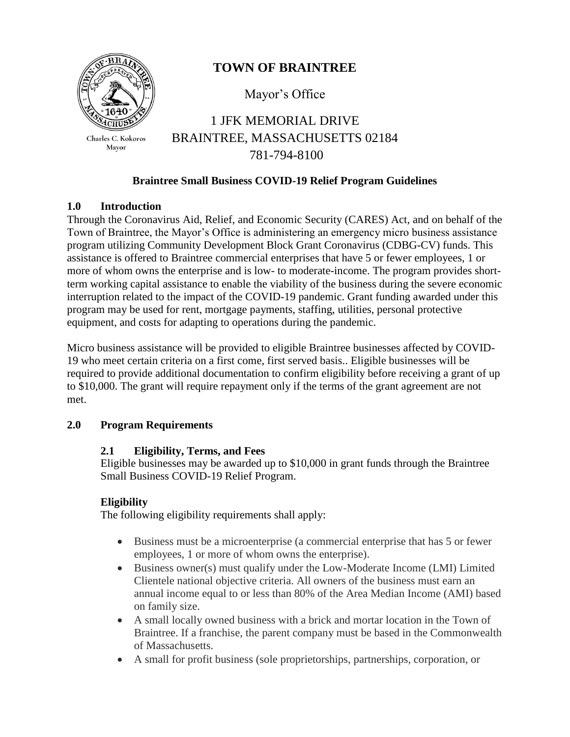Charles C. Kokoros
Mayor

# TOWN OF BRAINTREE

Mayor's Office

1 JFK MEMORIAL DRIVE
BRAINTREE, MASSACHUSETTS 02184
781-794-8100

## Braintree Small Business COVID-19 Relief Program Guidelines

## 1.0 Introduction

Through the Coronavirus Aid, Relief, and Economic Security (CARES) Act, and on behalf of the Town of Braintree, the Mayor's Office is administering an emergency micro business assistance program utilizing Community Development Block Grant Coronavirus (CDBG-CV) funds. This assistance is offered to Braintree commercial enterprises that have 5 or fewer employees, 1 or more of whom owns the enterprise and is low- to moderate-income. The program provides short-term working capital assistance to enable the viability of the business during the severe economic interruption related to the impact of the COVID-19 pandemic. Grant funding awarded under this program may be used for rent, mortgage payments, staffing, utilities, personal protective equipment, and costs for adapting to operations during the pandemic.

Micro business assistance will be provided to eligible Braintree businesses affected by COVID-19 who meet certain criteria on a first come, first served basis.. Eligible businesses will be required to provide additional documentation to confirm eligibility before receiving a grant of up to $10,000. The grant will require repayment only if the terms of the grant agreement are not met.

## 2.0 Program Requirements

### 2.1 Eligibility, Terms, and Fees

Eligible businesses may be awarded up to $10,000 in grant funds through the Braintree Small Business COVID-19 Relief Program.

**Eligibility**

The following eligibility requirements shall apply:

- Business must be a microenterprise (a commercial enterprise that has 5 or fewer employees, 1 or more of whom owns the enterprise).
- Business owner(s) must qualify under the Low-Moderate Income (LMI) Limited Clientele national objective criteria. All owners of the business must earn an annual income equal to or less than 80% of the Area Median Income (AMI) based on family size.
- A small locally owned business with a brick and mortar location in the Town of Braintree. If a franchise, the parent company must be based in the Commonwealth of Massachusetts.
- A small for profit business (sole proprietorships, partnerships, corporation, or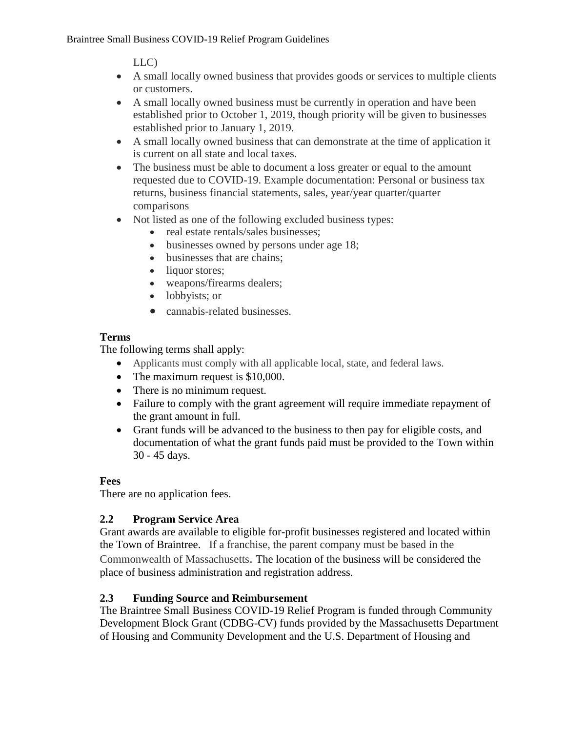LLC)

- A small locally owned business that provides goods or services to multiple clients or customers.
- A small locally owned business must be currently in operation and have been established prior to October 1, 2019, though priority will be given to businesses established prior to January 1, 2019.
- A small locally owned business that can demonstrate at the time of application it is current on all state and local taxes.
- The business must be able to document a loss greater or equal to the amount requested due to COVID-19. Example documentation: Personal or business tax returns, business financial statements, sales, year/year quarter/quarter comparisons
- Not listed as one of the following excluded business types:
  - real estate rentals/sales businesses;
  - businesses owned by persons under age 18;
  - businesses that are chains;
  - liquor stores;
  - weapons/firearms dealers;
  - lobbyists; or
  - cannabis-related businesses.

**Terms**

The following terms shall apply:

- Applicants must comply with all applicable local, state, and federal laws.
- The maximum request is $10,000.
- There is no minimum request.
- Failure to comply with the grant agreement will require immediate repayment of the grant amount in full.
- Grant funds will be advanced to the business to then pay for eligible costs, and documentation of what the grant funds paid must be provided to the Town within 30 - 45 days.

**Fees**

There are no application fees.

## 2.2 Program Service Area

Grant awards are available to eligible for-profit businesses registered and located within the Town of Braintree. If a franchise, the parent company must be based in the Commonwealth of Massachusetts. The location of the business will be considered the place of business administration and registration address.

## 2.3 Funding Source and Reimbursement

The Braintree Small Business COVID-19 Relief Program is funded through Community Development Block Grant (CDBG-CV) funds provided by the Massachusetts Department of Housing and Community Development and the U.S. Department of Housing and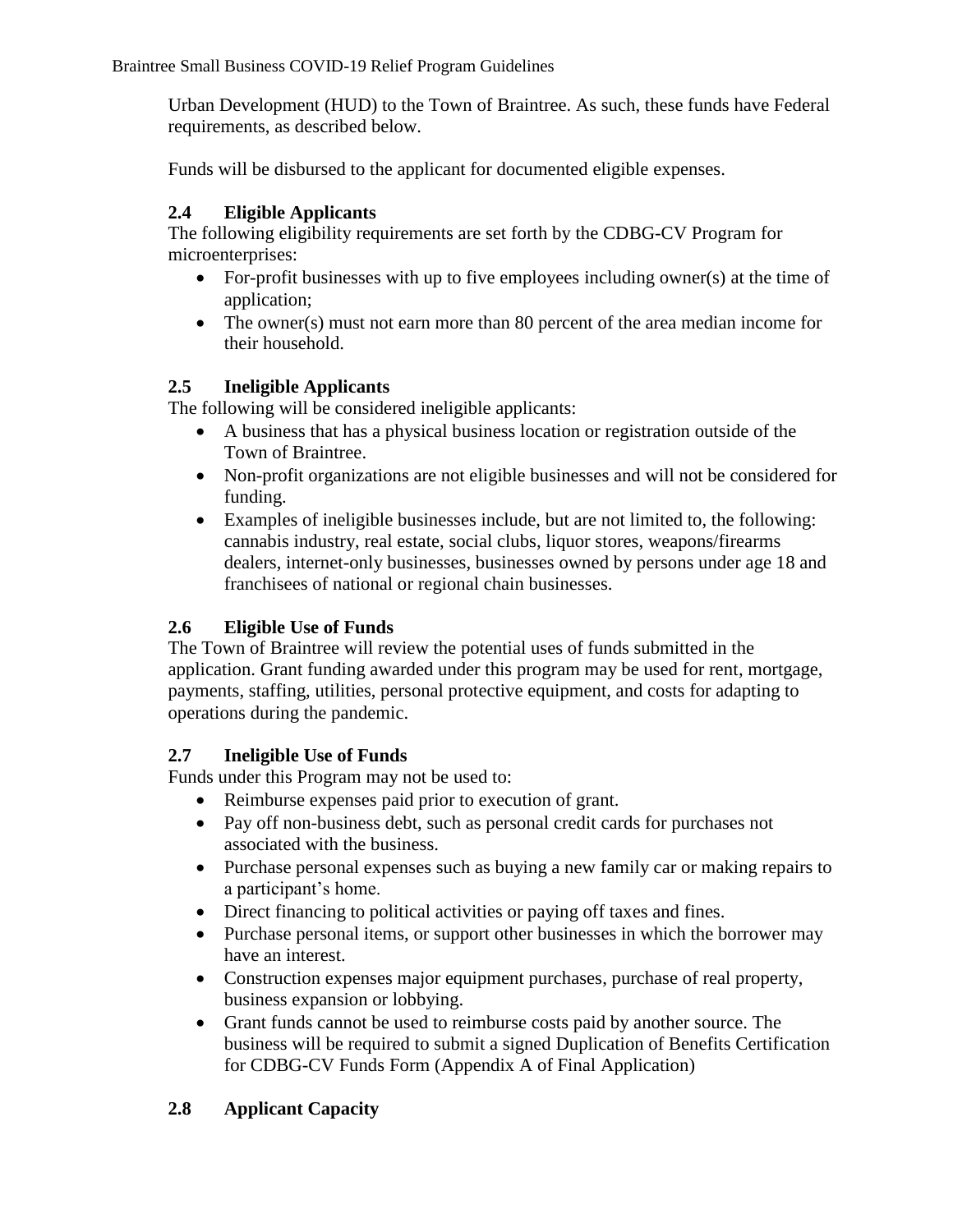Urban Development (HUD) to the Town of Braintree. As such, these funds have Federal requirements, as described below.

Funds will be disbursed to the applicant for documented eligible expenses.

## 2.4 Eligible Applicants

The following eligibility requirements are set forth by the CDBG-CV Program for microenterprises:

- For-profit businesses with up to five employees including owner(s) at the time of application;
- The owner(s) must not earn more than 80 percent of the area median income for their household.

## 2.5 Ineligible Applicants

The following will be considered ineligible applicants:

- A business that has a physical business location or registration outside of the Town of Braintree.
- Non-profit organizations are not eligible businesses and will not be considered for funding.
- Examples of ineligible businesses include, but are not limited to, the following: cannabis industry, real estate, social clubs, liquor stores, weapons/firearms dealers, internet-only businesses, businesses owned by persons under age 18 and franchisees of national or regional chain businesses.

## 2.6 Eligible Use of Funds

The Town of Braintree will review the potential uses of funds submitted in the application. Grant funding awarded under this program may be used for rent, mortgage, payments, staffing, utilities, personal protective equipment, and costs for adapting to operations during the pandemic.

## 2.7 Ineligible Use of Funds

Funds under this Program may not be used to:

- Reimburse expenses paid prior to execution of grant.
- Pay off non-business debt, such as personal credit cards for purchases not associated with the business.
- Purchase personal expenses such as buying a new family car or making repairs to a participant's home.
- Direct financing to political activities or paying off taxes and fines.
- Purchase personal items, or support other businesses in which the borrower may have an interest.
- Construction expenses major equipment purchases, purchase of real property, business expansion or lobbying.
- Grant funds cannot be used to reimburse costs paid by another source. The business will be required to submit a signed Duplication of Benefits Certification for CDBG-CV Funds Form (Appendix A of Final Application)

## 2.8 Applicant Capacity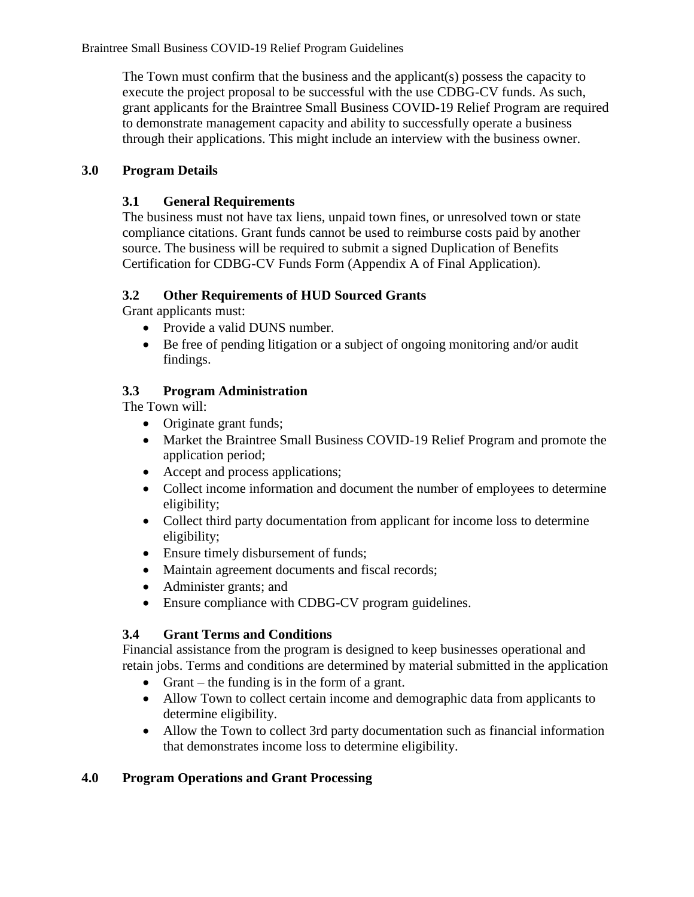The Town must confirm that the business and the applicant(s) possess the capacity to execute the project proposal to be successful with the use CDBG-CV funds. As such, grant applicants for the Braintree Small Business COVID-19 Relief Program are required to demonstrate management capacity and ability to successfully operate a business through their applications. This might include an interview with the business owner.

## 3.0 Program Details

### 3.1 General Requirements

The business must not have tax liens, unpaid town fines, or unresolved town or state compliance citations. Grant funds cannot be used to reimburse costs paid by another source. The business will be required to submit a signed Duplication of Benefits Certification for CDBG-CV Funds Form (Appendix A of Final Application).

### 3.2 Other Requirements of HUD Sourced Grants

Grant applicants must:

- Provide a valid DUNS number.
- Be free of pending litigation or a subject of ongoing monitoring and/or audit findings.

### 3.3 Program Administration

The Town will:

- Originate grant funds;
- Market the Braintree Small Business COVID-19 Relief Program and promote the application period;
- Accept and process applications;
- Collect income information and document the number of employees to determine eligibility;
- Collect third party documentation from applicant for income loss to determine eligibility;
- Ensure timely disbursement of funds;
- Maintain agreement documents and fiscal records;
- Administer grants; and
- Ensure compliance with CDBG-CV program guidelines.

### 3.4 Grant Terms and Conditions

Financial assistance from the program is designed to keep businesses operational and retain jobs. Terms and conditions are determined by material submitted in the application

- Grant – the funding is in the form of a grant.
- Allow Town to collect certain income and demographic data from applicants to determine eligibility.
- Allow the Town to collect 3rd party documentation such as financial information that demonstrates income loss to determine eligibility.

## 4.0 Program Operations and Grant Processing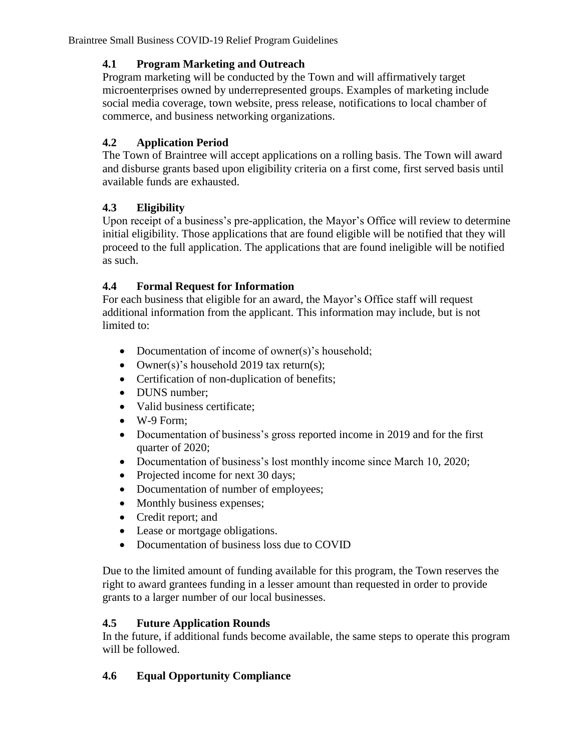## 4.1 Program Marketing and Outreach

Program marketing will be conducted by the Town and will affirmatively target microenterprises owned by underrepresented groups. Examples of marketing include social media coverage, town website, press release, notifications to local chamber of commerce, and business networking organizations.

## 4.2 Application Period

The Town of Braintree will accept applications on a rolling basis. The Town will award and disburse grants based upon eligibility criteria on a first come, first served basis until available funds are exhausted.

## 4.3 Eligibility

Upon receipt of a business's pre-application, the Mayor's Office will review to determine initial eligibility. Those applications that are found eligible will be notified that they will proceed to the full application. The applications that are found ineligible will be notified as such.

## 4.4 Formal Request for Information

For each business that eligible for an award, the Mayor's Office staff will request additional information from the applicant. This information may include, but is not limited to:

- Documentation of income of owner(s)'s household;
- Owner(s)'s household 2019 tax return(s);
- Certification of non-duplication of benefits;
- DUNS number;
- Valid business certificate;
- W-9 Form;
- Documentation of business's gross reported income in 2019 and for the first quarter of 2020;
- Documentation of business's lost monthly income since March 10, 2020;
- Projected income for next 30 days;
- Documentation of number of employees;
- Monthly business expenses;
- Credit report; and
- Lease or mortgage obligations.
- Documentation of business loss due to COVID

Due to the limited amount of funding available for this program, the Town reserves the right to award grantees funding in a lesser amount than requested in order to provide grants to a larger number of our local businesses.

## 4.5 Future Application Rounds

In the future, if additional funds become available, the same steps to operate this program will be followed.

## 4.6 Equal Opportunity Compliance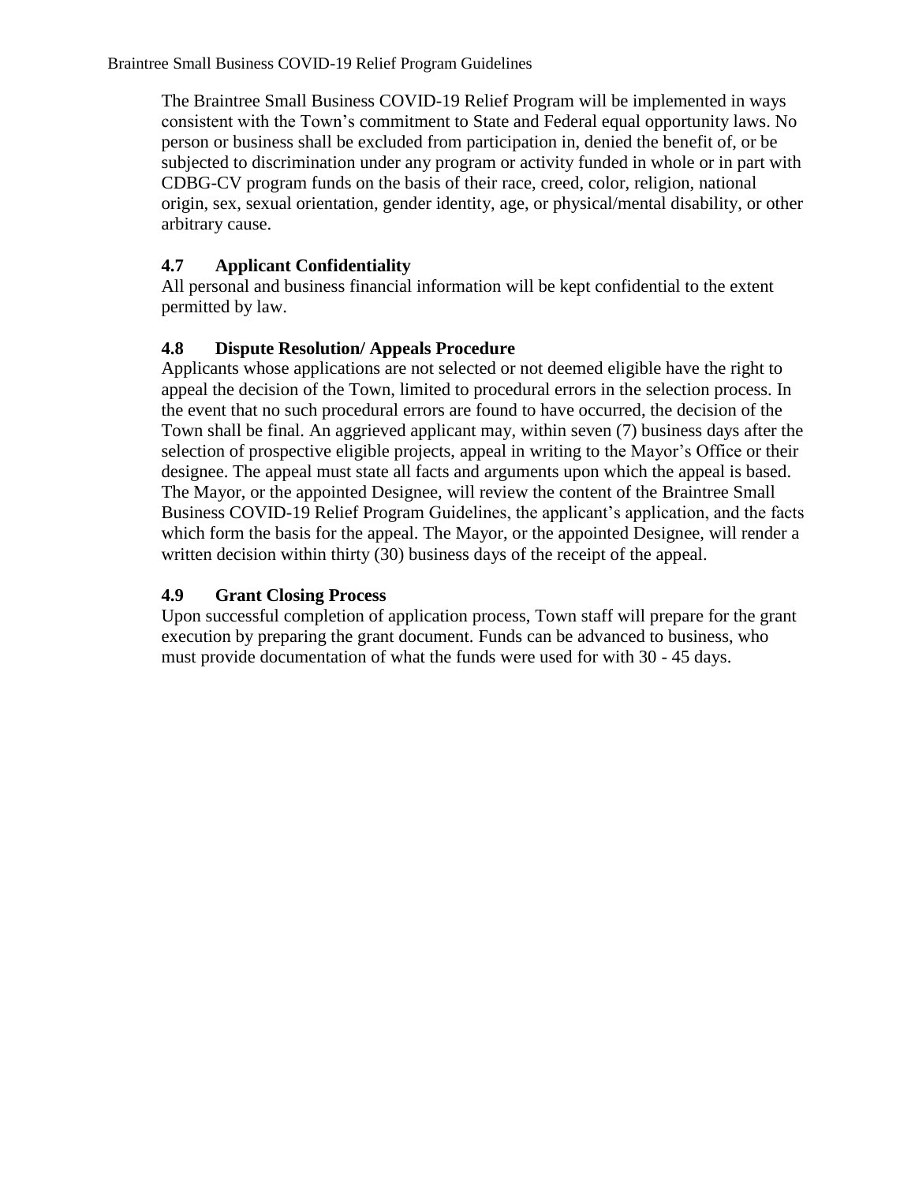The Braintree Small Business COVID-19 Relief Program will be implemented in ways consistent with the Town's commitment to State and Federal equal opportunity laws. No person or business shall be excluded from participation in, denied the benefit of, or be subjected to discrimination under any program or activity funded in whole or in part with CDBG-CV program funds on the basis of their race, creed, color, religion, national origin, sex, sexual orientation, gender identity, age, or physical/mental disability, or other arbitrary cause.

### 4.7 Applicant Confidentiality

All personal and business financial information will be kept confidential to the extent permitted by law.

### 4.8 Dispute Resolution/ Appeals Procedure

Applicants whose applications are not selected or not deemed eligible have the right to appeal the decision of the Town, limited to procedural errors in the selection process. In the event that no such procedural errors are found to have occurred, the decision of the Town shall be final. An aggrieved applicant may, within seven (7) business days after the selection of prospective eligible projects, appeal in writing to the Mayor's Office or their designee. The appeal must state all facts and arguments upon which the appeal is based. The Mayor, or the appointed Designee, will review the content of the Braintree Small Business COVID-19 Relief Program Guidelines, the applicant's application, and the facts which form the basis for the appeal. The Mayor, or the appointed Designee, will render a written decision within thirty (30) business days of the receipt of the appeal.

### 4.9 Grant Closing Process

Upon successful completion of application process, Town staff will prepare for the grant execution by preparing the grant document. Funds can be advanced to business, who must provide documentation of what the funds were used for with 30 - 45 days.